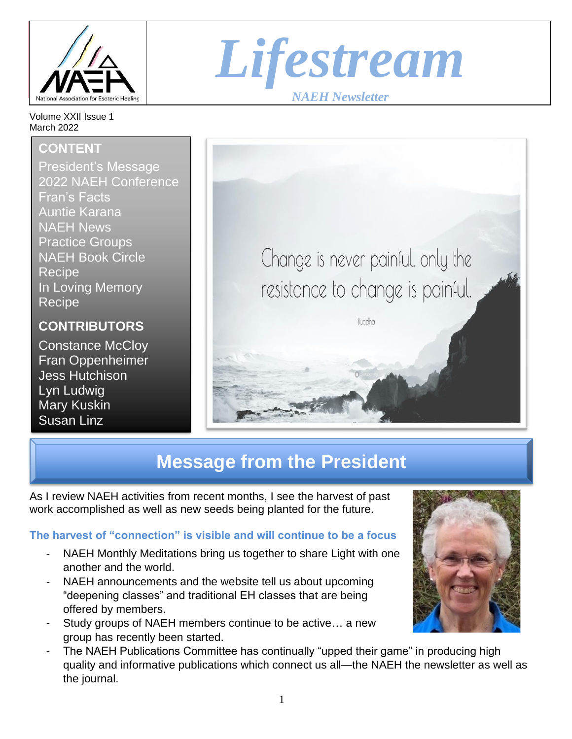# Lifestream

*NAEH Newsletter*

National Association for Esoteric Healing

Volume XXII Issue 1
March 2022

**CONTENT**

- President's Message
- 2022 NAEH Conference
- Fran's Facts
- Auntie Karana
- NAEH News
- Practice Groups
- NAEH Book Circle
- Recipe
- In Loving Memory
- Recipe

**CONTRIBUTORS**

- Constance McCloy
- Fran Oppenheimer
- Jess Hutchison
- Lyn Ludwig
- Mary Kuskin
- Susan Linz

Change is never painful, only the resistance to change is painful.

Buddha

## Message from the President

As I review NAEH activities from recent months, I see the harvest of past work accomplished as well as new seeds being planted for the future.

### The harvest of "connection" is visible and will continue to be a focus

- NAEH Monthly Meditations bring us together to share Light with one another and the world.
- NAEH announcements and the website tell us about upcoming "deepening classes" and traditional EH classes that are being offered by members.
- Study groups of NAEH members continue to be active… a new group has recently been started.
- The NAEH Publications Committee has continually "upped their game" in producing high quality and informative publications which connect us all—the NAEH the newsletter as well as the journal.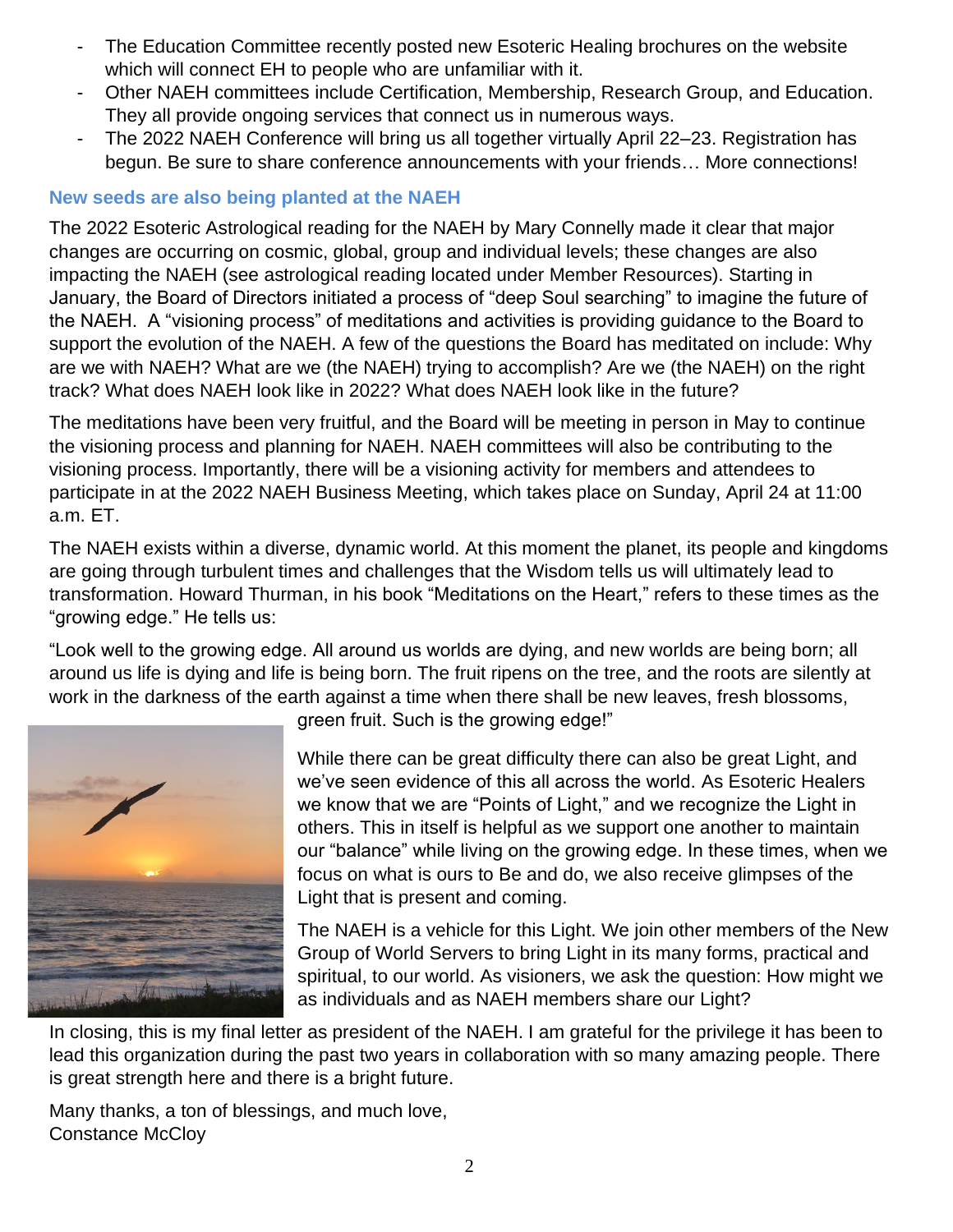- The Education Committee recently posted new Esoteric Healing brochures on the website which will connect EH to people who are unfamiliar with it.
- Other NAEH committees include Certification, Membership, Research Group, and Education. They all provide ongoing services that connect us in numerous ways.
- The 2022 NAEH Conference will bring us all together virtually April 22–23. Registration has begun. Be sure to share conference announcements with your friends… More connections!

### New seeds are also being planted at the NAEH

The 2022 Esoteric Astrological reading for the NAEH by Mary Connelly made it clear that major changes are occurring on cosmic, global, group and individual levels; these changes are also impacting the NAEH (see astrological reading located under Member Resources). Starting in January, the Board of Directors initiated a process of "deep Soul searching" to imagine the future of the NAEH. A "visioning process" of meditations and activities is providing guidance to the Board to support the evolution of the NAEH. A few of the questions the Board has meditated on include: Why are we with NAEH? What are we (the NAEH) trying to accomplish? Are we (the NAEH) on the right track? What does NAEH look like in 2022? What does NAEH look like in the future?

The meditations have been very fruitful, and the Board will be meeting in person in May to continue the visioning process and planning for NAEH. NAEH committees will also be contributing to the visioning process. Importantly, there will be a visioning activity for members and attendees to participate in at the 2022 NAEH Business Meeting, which takes place on Sunday, April 24 at 11:00 a.m. ET.

The NAEH exists within a diverse, dynamic world. At this moment the planet, its people and kingdoms are going through turbulent times and challenges that the Wisdom tells us will ultimately lead to transformation. Howard Thurman, in his book "Meditations on the Heart," refers to these times as the "growing edge." He tells us:

"Look well to the growing edge. All around us worlds are dying, and new worlds are being born; all around us life is dying and life is being born. The fruit ripens on the tree, and the roots are silently at work in the darkness of the earth against a time when there shall be new leaves, fresh blossoms, green fruit. Such is the growing edge!"

While there can be great difficulty there can also be great Light, and we've seen evidence of this all across the world. As Esoteric Healers we know that we are "Points of Light," and we recognize the Light in others. This in itself is helpful as we support one another to maintain our "balance" while living on the growing edge. In these times, when we focus on what is ours to Be and do, we also receive glimpses of the Light that is present and coming.

The NAEH is a vehicle for this Light. We join other members of the New Group of World Servers to bring Light in its many forms, practical and spiritual, to our world. As visioners, we ask the question: How might we as individuals and as NAEH members share our Light?

In closing, this is my final letter as president of the NAEH. I am grateful for the privilege it has been to lead this organization during the past two years in collaboration with so many amazing people. There is great strength here and there is a bright future.

Many thanks, a ton of blessings, and much love,
Constance McCloy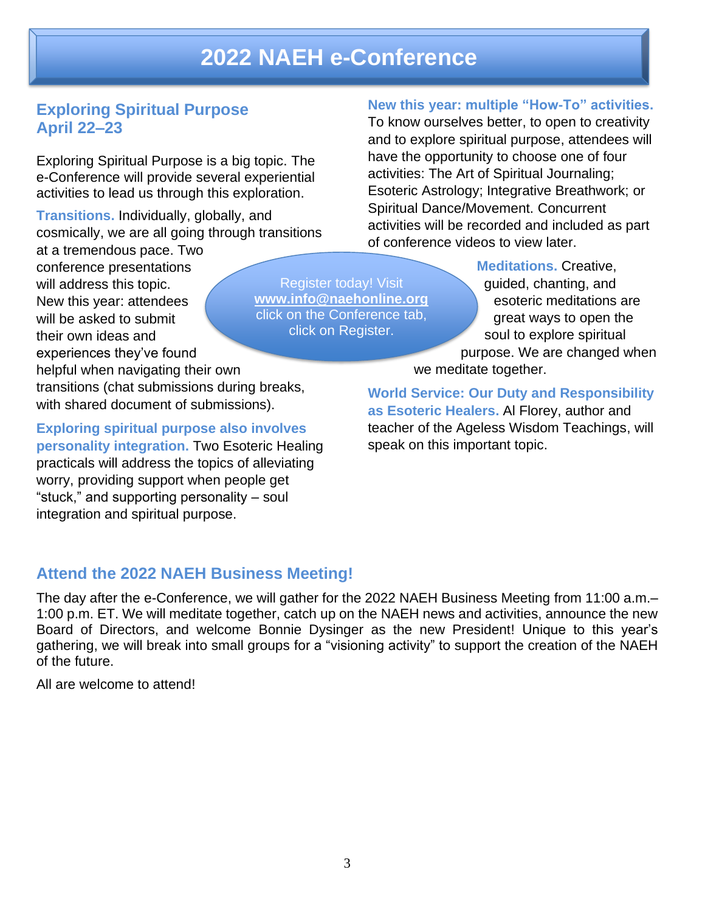# 2022 NAEH e-Conference

## Exploring Spiritual Purpose
## April 22–23

Exploring Spiritual Purpose is a big topic. The e-Conference will provide several experiential activities to lead us through this exploration.

**Transitions.** Individually, globally, and cosmically, we are all going through transitions at a tremendous pace. Two conference presentations will address this topic. New this year: attendees will be asked to submit their own ideas and experiences they've found helpful when navigating their own transitions (chat submissions during breaks, with shared document of submissions).

**Exploring spiritual purpose also involves personality integration.** Two Esoteric Healing practicals will address the topics of alleviating worry, providing support when people get "stuck," and supporting personality – soul integration and spiritual purpose.

**New this year: multiple "How-To" activities.** To know ourselves better, to open to creativity and to explore spiritual purpose, attendees will have the opportunity to choose one of four activities: The Art of Spiritual Journaling; Esoteric Astrology; Integrative Breathwork; or Spiritual Dance/Movement. Concurrent activities will be recorded and included as part of conference videos to view later.

**Meditations.** Creative, guided, chanting, and esoteric meditations are great ways to open the soul to explore spiritual purpose. We are changed when we meditate together.

**World Service: Our Duty and Responsibility as Esoteric Healers.** Al Florey, author and teacher of the Ageless Wisdom Teachings, will speak on this important topic.

Register today! Visit **www.info@naehonline.org** click on the Conference tab, click on Register.

## Attend the 2022 NAEH Business Meeting!

The day after the e-Conference, we will gather for the 2022 NAEH Business Meeting from 11:00 a.m.–1:00 p.m. ET. We will meditate together, catch up on the NAEH news and activities, announce the new Board of Directors, and welcome Bonnie Dysinger as the new President! Unique to this year's gathering, we will break into small groups for a "visioning activity" to support the creation of the NAEH of the future.

All are welcome to attend!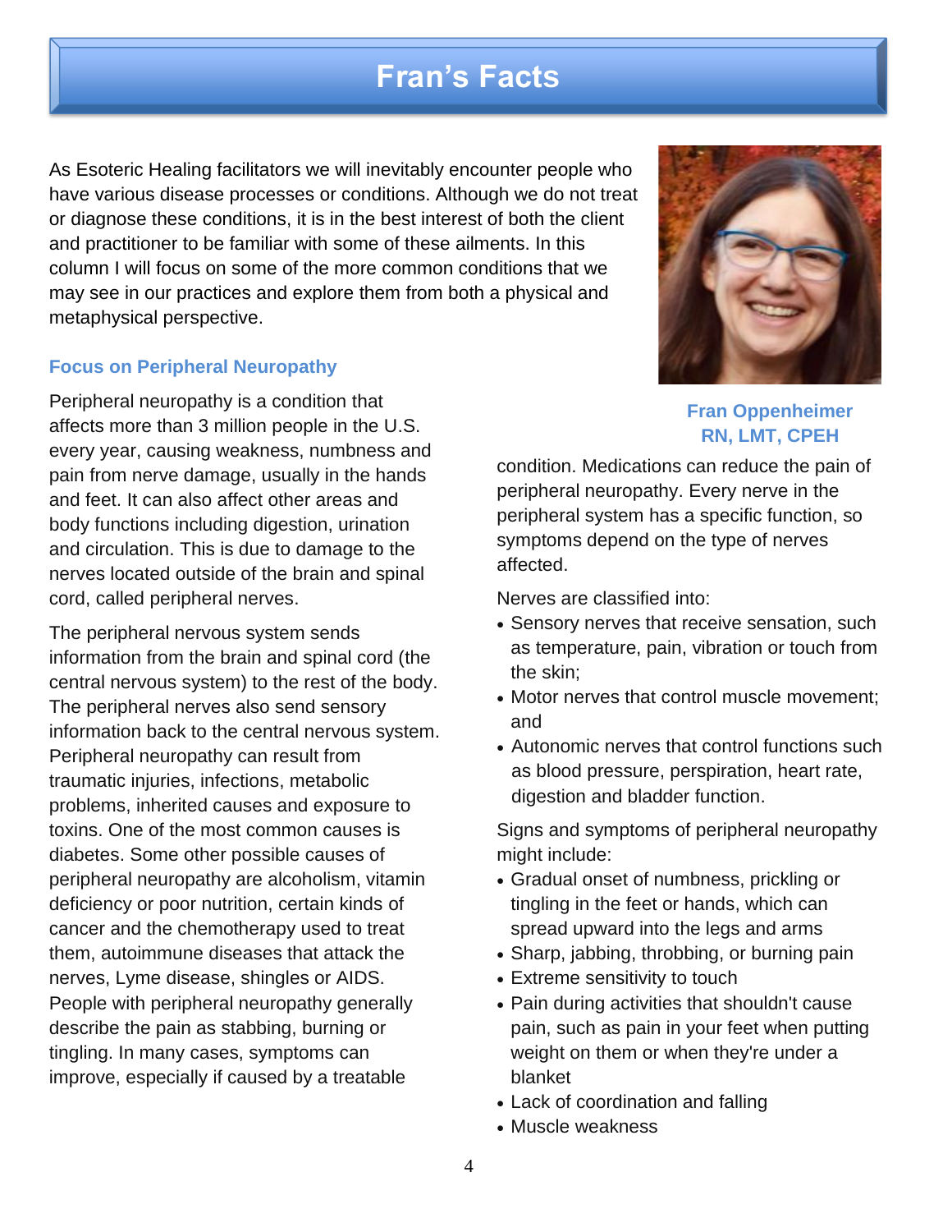# Fran's Facts

As Esoteric Healing facilitators we will inevitably encounter people who have various disease processes or conditions. Although we do not treat or diagnose these conditions, it is in the best interest of both the client and practitioner to be familiar with some of these ailments. In this column I will focus on some of the more common conditions that we may see in our practices and explore them from both a physical and metaphysical perspective.

**Fran Oppenheimer**
**RN, LMT, CPEH**

### Focus on Peripheral Neuropathy

Peripheral neuropathy is a condition that affects more than 3 million people in the U.S. every year, causing weakness, numbness and pain from nerve damage, usually in the hands and feet. It can also affect other areas and body functions including digestion, urination and circulation. This is due to damage to the nerves located outside of the brain and spinal cord, called peripheral nerves.

The peripheral nervous system sends information from the brain and spinal cord (the central nervous system) to the rest of the body. The peripheral nerves also send sensory information back to the central nervous system. Peripheral neuropathy can result from traumatic injuries, infections, metabolic problems, inherited causes and exposure to toxins. One of the most common causes is diabetes. Some other possible causes of peripheral neuropathy are alcoholism, vitamin deficiency or poor nutrition, certain kinds of cancer and the chemotherapy used to treat them, autoimmune diseases that attack the nerves, Lyme disease, shingles or AIDS. People with peripheral neuropathy generally describe the pain as stabbing, burning or tingling. In many cases, symptoms can improve, especially if caused by a treatable condition. Medications can reduce the pain of peripheral neuropathy. Every nerve in the peripheral system has a specific function, so symptoms depend on the type of nerves affected.

Nerves are classified into:

- Sensory nerves that receive sensation, such as temperature, pain, vibration or touch from the skin;
- Motor nerves that control muscle movement; and
- Autonomic nerves that control functions such as blood pressure, perspiration, heart rate, digestion and bladder function.

Signs and symptoms of peripheral neuropathy might include:

- Gradual onset of numbness, prickling or tingling in the feet or hands, which can spread upward into the legs and arms
- Sharp, jabbing, throbbing, or burning pain
- Extreme sensitivity to touch
- Pain during activities that shouldn't cause pain, such as pain in your feet when putting weight on them or when they're under a blanket
- Lack of coordination and falling
- Muscle weakness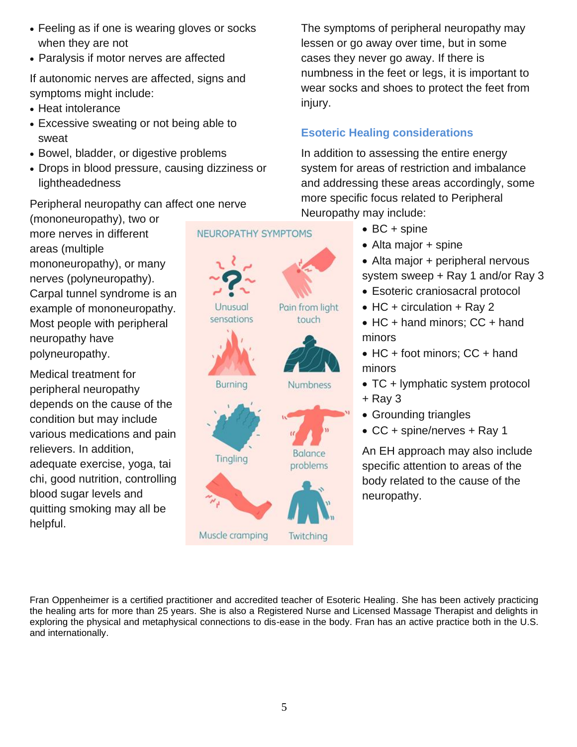- Feeling as if one is wearing gloves or socks when they are not
- Paralysis if motor nerves are affected

If autonomic nerves are affected, signs and symptoms might include:

- Heat intolerance
- Excessive sweating or not being able to sweat
- Bowel, bladder, or digestive problems
- Drops in blood pressure, causing dizziness or lightheadedness

Peripheral neuropathy can affect one nerve (mononeuropathy), two or more nerves in different areas (multiple mononeuropathy), or many nerves (polyneuropathy). Carpal tunnel syndrome is an example of mononeuropathy. Most people with peripheral neuropathy have polyneuropathy.

Medical treatment for peripheral neuropathy depends on the cause of the condition but may include various medications and pain relievers. In addition, adequate exercise, yoga, tai chi, good nutrition, controlling blood sugar levels and quitting smoking may all be helpful.

NEUROPATHY SYMPTOMS

Unusual sensations — Pain from light touch — Burning — Numbness — Tingling — Balance problems — Muscle cramping — Twitching

The symptoms of peripheral neuropathy may lessen or go away over time, but in some cases they never go away. If there is numbness in the feet or legs, it is important to wear socks and shoes to protect the feet from injury.

## Esoteric Healing considerations

In addition to assessing the entire energy system for areas of restriction and imbalance and addressing these areas accordingly, some more specific focus related to Peripheral Neuropathy may include:

- BC + spine
- Alta major + spine
- Alta major + peripheral nervous system sweep + Ray 1 and/or Ray 3
- Esoteric craniosacral protocol
- HC + circulation + Ray 2
- HC + hand minors; CC + hand minors
- HC + foot minors; CC + hand minors
- TC + lymphatic system protocol + Ray 3
- Grounding triangles
- CC + spine/nerves + Ray 1

An EH approach may also include specific attention to areas of the body related to the cause of the neuropathy.

Fran Oppenheimer is a certified practitioner and accredited teacher of Esoteric Healing. She has been actively practicing the healing arts for more than 25 years. She is also a Registered Nurse and Licensed Massage Therapist and delights in exploring the physical and metaphysical connections to dis-ease in the body. Fran has an active practice both in the U.S. and internationally.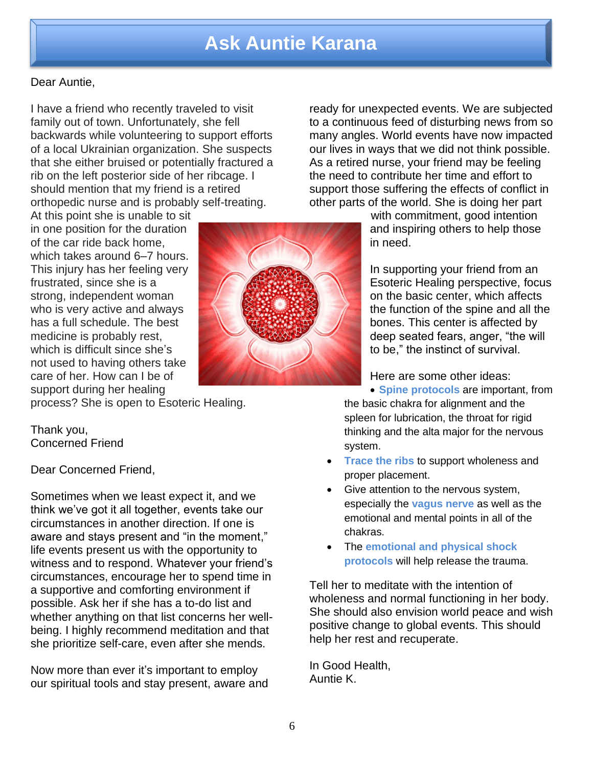# Ask Auntie Karana

Dear Auntie,

I have a friend who recently traveled to visit family out of town. Unfortunately, she fell backwards while volunteering to support efforts of a local Ukrainian organization. She suspects that she either bruised or potentially fractured a rib on the left posterior side of her ribcage. I should mention that my friend is a retired orthopedic nurse and is probably self-treating. At this point she is unable to sit in one position for the duration of the car ride back home, which takes around 6–7 hours. This injury has her feeling very frustrated, since she is a strong, independent woman who is very active and always has a full schedule. The best medicine is probably rest, which is difficult since she's not used to having others take care of her. How can I be of support during her healing process? She is open to Esoteric Healing.

Thank you,
Concerned Friend

Dear Concerned Friend,

Sometimes when we least expect it, and we think we've got it all together, events take our circumstances in another direction. If one is aware and stays present and "in the moment," life events present us with the opportunity to witness and to respond. Whatever your friend's circumstances, encourage her to spend time in a supportive and comforting environment if possible. Ask her if she has a to-do list and whether anything on that list concerns her well-being. I highly recommend meditation and that she prioritize self-care, even after she mends.

Now more than ever it's important to employ our spiritual tools and stay present, aware and ready for unexpected events. We are subjected to a continuous feed of disturbing news from so many angles. World events have now impacted our lives in ways that we did not think possible. As a retired nurse, your friend may be feeling the need to contribute her time and effort to support those suffering the effects of conflict in other parts of the world. She is doing her part with commitment, good intention and inspiring others to help those in need.

In supporting your friend from an Esoteric Healing perspective, focus on the basic center, which affects the function of the spine and all the bones. This center is affected by deep seated fears, anger, "the will to be," the instinct of survival.

Here are some other ideas:

- **Spine protocols** are important, from the basic chakra for alignment and the spleen for lubrication, the throat for rigid thinking and the alta major for the nervous system.
- **Trace the ribs** to support wholeness and proper placement.
- Give attention to the nervous system, especially the **vagus nerve** as well as the emotional and mental points in all of the chakras.
- The **emotional and physical shock protocols** will help release the trauma.

Tell her to meditate with the intention of wholeness and normal functioning in her body. She should also envision world peace and wish positive change to global events. This should help her rest and recuperate.

In Good Health,
Auntie K.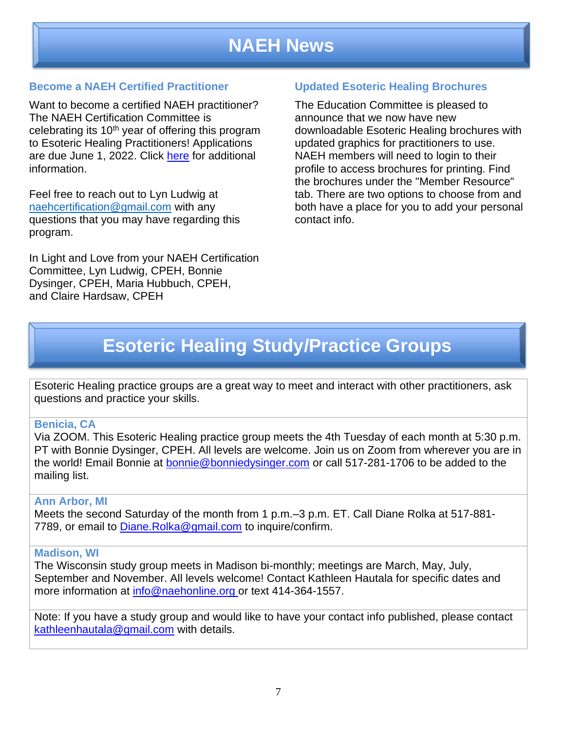# NAEH News

### Become a NAEH Certified Practitioner

Want to become a certified NAEH practitioner? The NAEH Certification Committee is celebrating its 10th year of offering this program to Esoteric Healing Practitioners! Applications are due June 1, 2022. Click here for additional information.

Feel free to reach out to Lyn Ludwig at naehcertification@gmail.com with any questions that you may have regarding this program.

In Light and Love from your NAEH Certification Committee, Lyn Ludwig, CPEH, Bonnie Dysinger, CPEH, Maria Hubbuch, CPEH, and Claire Hardsaw, CPEH

### Updated Esoteric Healing Brochures

The Education Committee is pleased to announce that we now have new downloadable Esoteric Healing brochures with updated graphics for practitioners to use. NAEH members will need to login to their profile to access brochures for printing. Find the brochures under the "Member Resource" tab. There are two options to choose from and both have a place for you to add your personal contact info.

# Esoteric Healing Study/Practice Groups

Esoteric Healing practice groups are a great way to meet and interact with other practitioners, ask questions and practice your skills.

### Benicia, CA

Via ZOOM. This Esoteric Healing practice group meets the 4th Tuesday of each month at 5:30 p.m. PT with Bonnie Dysinger, CPEH. All levels are welcome. Join us on Zoom from wherever you are in the world! Email Bonnie at bonnie@bonniedysinger.com or call 517-281-1706 to be added to the mailing list.

### Ann Arbor, MI

Meets the second Saturday of the month from 1 p.m.–3 p.m. ET. Call Diane Rolka at 517-881-7789, or email to Diane.Rolka@gmail.com to inquire/confirm.

### Madison, WI

The Wisconsin study group meets in Madison bi-monthly; meetings are March, May, July, September and November. All levels welcome! Contact Kathleen Hautala for specific dates and more information at info@naehonline.org or text 414-364-1557.

Note: If you have a study group and would like to have your contact info published, please contact kathleenhautala@gmail.com with details.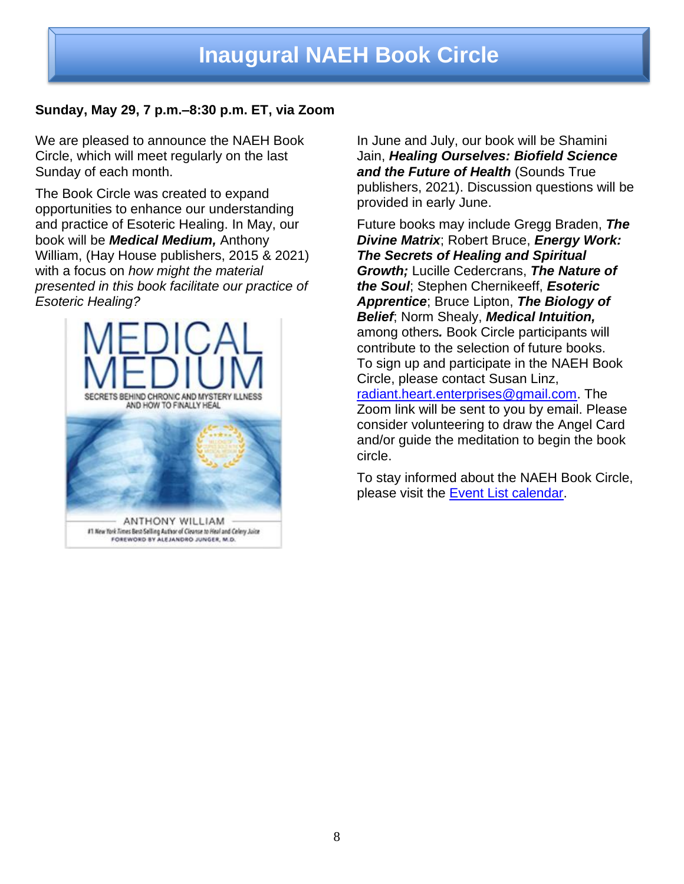# Inaugural NAEH Book Circle

**Sunday, May 29, 7 p.m.–8:30 p.m. ET, via Zoom**

We are pleased to announce the NAEH Book Circle, which will meet regularly on the last Sunday of each month.

The Book Circle was created to expand opportunities to enhance our understanding and practice of Esoteric Healing. In May, our book will be ***Medical Medium,*** Anthony William, (Hay House publishers, 2015 & 2021) with a focus on *how might the material presented in this book facilitate our practice of Esoteric Healing?*

In June and July, our book will be Shamini Jain, ***Healing Ourselves: Biofield Science and the Future of Health*** (Sounds True publishers, 2021). Discussion questions will be provided in early June.

Future books may include Gregg Braden, ***The Divine Matrix***; Robert Bruce, ***Energy Work: The Secrets of Healing and Spiritual Growth;*** Lucille Cedercrans, ***The Nature of the Soul***; Stephen Chernikeeff, ***Esoteric Apprentice***; Bruce Lipton, ***The Biology of Belief***; Norm Shealy, ***Medical Intuition,*** among others. Book Circle participants will contribute to the selection of future books. To sign up and participate in the NAEH Book Circle, please contact Susan Linz, radiant.heart.enterprises@gmail.com. The Zoom link will be sent to you by email. Please consider volunteering to draw the Angel Card and/or guide the meditation to begin the book circle.

To stay informed about the NAEH Book Circle, please visit the Event List calendar.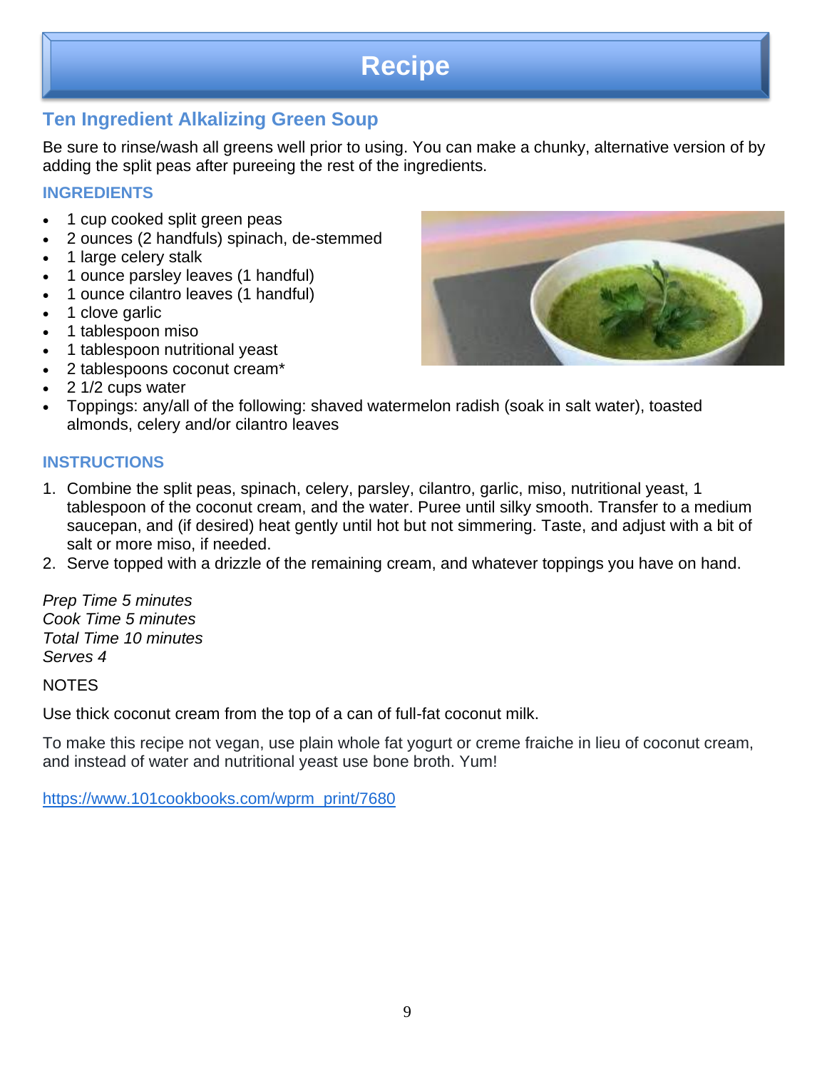// Recipe

## Ten Ingredient Alkalizing Green Soup

Be sure to rinse/wash all greens well prior to using. You can make a chunky, alternative version of by adding the split peas after pureeing the rest of the ingredients.

### INGREDIENTS

- 1 cup cooked split green peas
- 2 ounces (2 handfuls) spinach, de-stemmed
- 1 large celery stalk
- 1 ounce parsley leaves (1 handful)
- 1 ounce cilantro leaves (1 handful)
- 1 clove garlic
- 1 tablespoon miso
- 1 tablespoon nutritional yeast
- 2 tablespoons coconut cream*
- 2 1/2 cups water
- Toppings: any/all of the following: shaved watermelon radish (soak in salt water), toasted almonds, celery and/or cilantro leaves

### INSTRUCTIONS

1. Combine the split peas, spinach, celery, parsley, cilantro, garlic, miso, nutritional yeast, 1 tablespoon of the coconut cream, and the water. Puree until silky smooth. Transfer to a medium saucepan, and (if desired) heat gently until hot but not simmering. Taste, and adjust with a bit of salt or more miso, if needed.
2. Serve topped with a drizzle of the remaining cream, and whatever toppings you have on hand.

*Prep Time 5 minutes*
*Cook Time 5 minutes*
*Total Time 10 minutes*
*Serves 4*

NOTES

Use thick coconut cream from the top of a can of full-fat coconut milk.

To make this recipe not vegan, use plain whole fat yogurt or creme fraiche in lieu of coconut cream, and instead of water and nutritional yeast use bone broth. Yum!

https://www.101cookbooks.com/wprm_print/7680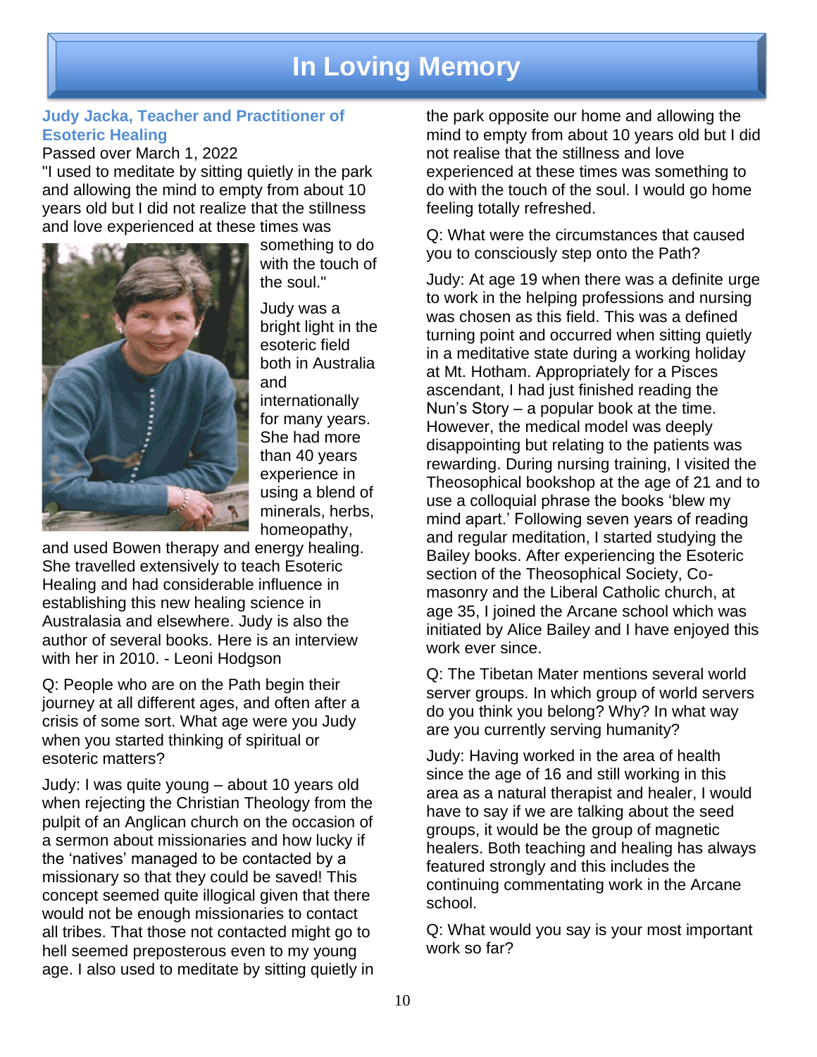# In Loving Memory

### Judy Jacka, Teacher and Practitioner of Esoteric Healing

Passed over March 1, 2022

"I used to meditate by sitting quietly in the park and allowing the mind to empty from about 10 years old but I did not realize that the stillness and love experienced at these times was something to do with the touch of the soul."

Judy was a bright light in the esoteric field both in Australia and internationally for many years. She had more than 40 years experience in using a blend of minerals, herbs, homeopathy, and used Bowen therapy and energy healing. She travelled extensively to teach Esoteric Healing and had considerable influence in establishing this new healing science in Australasia and elsewhere. Judy is also the author of several books. Here is an interview with her in 2010. - Leoni Hodgson

Q: People who are on the Path begin their journey at all different ages, and often after a crisis of some sort. What age were you Judy when you started thinking of spiritual or esoteric matters?

Judy: I was quite young – about 10 years old when rejecting the Christian Theology from the pulpit of an Anglican church on the occasion of a sermon about missionaries and how lucky if the 'natives' managed to be contacted by a missionary so that they could be saved! This concept seemed quite illogical given that there would not be enough missionaries to contact all tribes. That those not contacted might go to hell seemed preposterous even to my young age. I also used to meditate by sitting quietly in the park opposite our home and allowing the mind to empty from about 10 years old but I did not realise that the stillness and love experienced at these times was something to do with the touch of the soul. I would go home feeling totally refreshed.

Q: What were the circumstances that caused you to consciously step onto the Path?

Judy: At age 19 when there was a definite urge to work in the helping professions and nursing was chosen as this field. This was a defined turning point and occurred when sitting quietly in a meditative state during a working holiday at Mt. Hotham. Appropriately for a Pisces ascendant, I had just finished reading the Nun's Story – a popular book at the time. However, the medical model was deeply disappointing but relating to the patients was rewarding. During nursing training, I visited the Theosophical bookshop at the age of 21 and to use a colloquial phrase the books 'blew my mind apart.' Following seven years of reading and regular meditation, I started studying the Bailey books. After experiencing the Esoteric section of the Theosophical Society, Co-masonry and the Liberal Catholic church, at age 35, I joined the Arcane school which was initiated by Alice Bailey and I have enjoyed this work ever since.

Q: The Tibetan Mater mentions several world server groups. In which group of world servers do you think you belong? Why? In what way are you currently serving humanity?

Judy: Having worked in the area of health since the age of 16 and still working in this area as a natural therapist and healer, I would have to say if we are talking about the seed groups, it would be the group of magnetic healers. Both teaching and healing has always featured strongly and this includes the continuing commentating work in the Arcane school.

Q: What would you say is your most important work so far?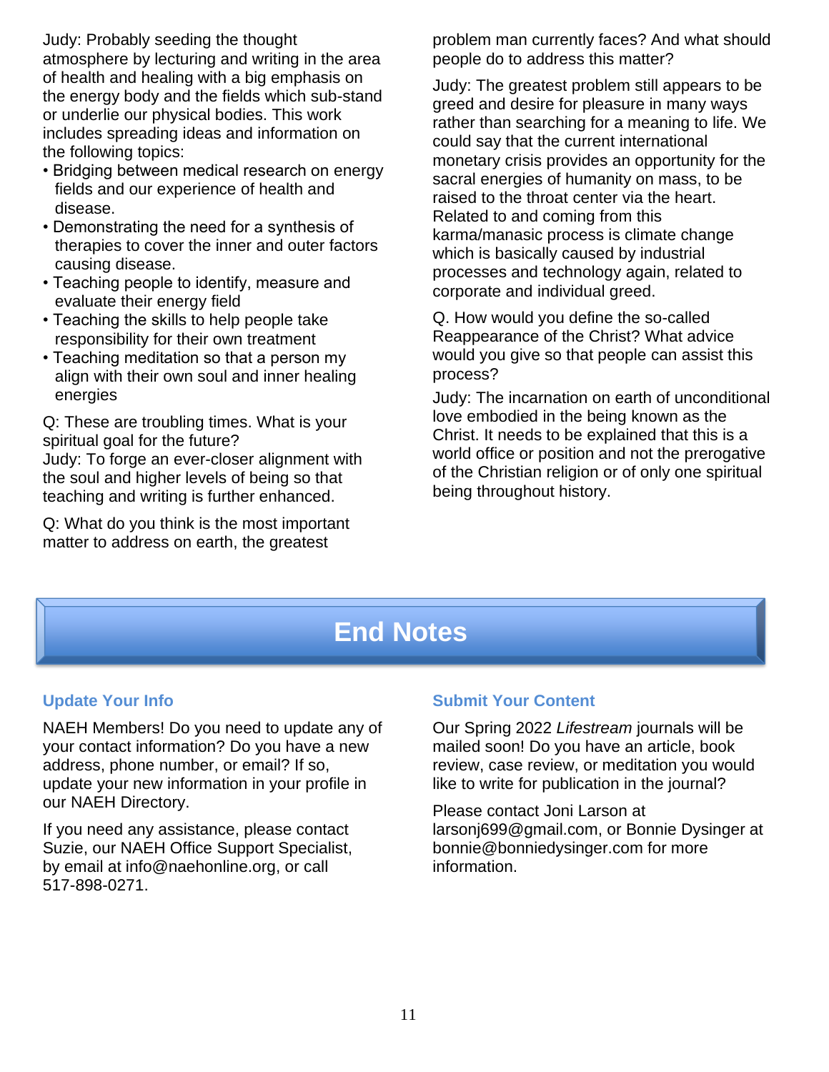Judy: Probably seeding the thought atmosphere by lecturing and writing in the area of health and healing with a big emphasis on the energy body and the fields which sub-stand or underlie our physical bodies. This work includes spreading ideas and information on the following topics:

- Bridging between medical research on energy fields and our experience of health and disease.
- Demonstrating the need for a synthesis of therapies to cover the inner and outer factors causing disease.
- Teaching people to identify, measure and evaluate their energy field
- Teaching the skills to help people take responsibility for their own treatment
- Teaching meditation so that a person my align with their own soul and inner healing energies

Q: These are troubling times. What is your spiritual goal for the future?
Judy: To forge an ever-closer alignment with the soul and higher levels of being so that teaching and writing is further enhanced.

Q: What do you think is the most important matter to address on earth, the greatest problem man currently faces? And what should people do to address this matter?

Judy: The greatest problem still appears to be greed and desire for pleasure in many ways rather than searching for a meaning to life. We could say that the current international monetary crisis provides an opportunity for the sacral energies of humanity on mass, to be raised to the throat center via the heart. Related to and coming from this karma/manasic process is climate change which is basically caused by industrial processes and technology again, related to corporate and individual greed.

Q. How would you define the so-called Reappearance of the Christ? What advice would you give so that people can assist this process?

Judy: The incarnation on earth of unconditional love embodied in the being known as the Christ. It needs to be explained that this is a world office or position and not the prerogative of the Christian religion or of only one spiritual being throughout history.

# End Notes

### Update Your Info

NAEH Members! Do you need to update any of your contact information? Do you have a new address, phone number, or email? If so, update your new information in your profile in our NAEH Directory.

If you need any assistance, please contact Suzie, our NAEH Office Support Specialist, by email at info@naehonline.org, or call 517-898-0271.

### Submit Your Content

Our Spring 2022 *Lifestream* journals will be mailed soon! Do you have an article, book review, case review, or meditation you would like to write for publication in the journal?

Please contact Joni Larson at larsonj699@gmail.com, or Bonnie Dysinger at bonnie@bonniedysinger.com for more information.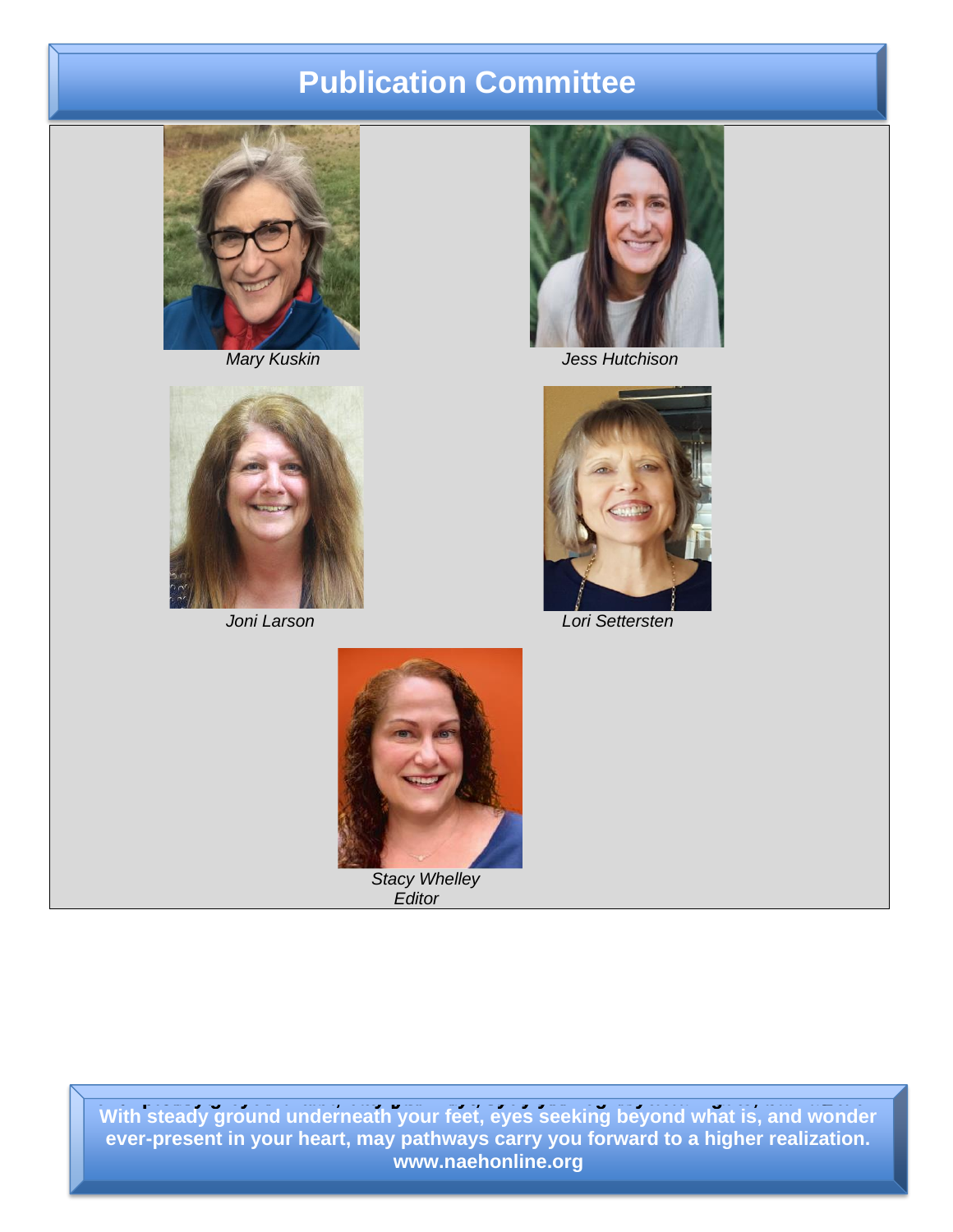# Publication Committee

*Mary Kuskin*

*Jess Hutchison*

*Joni Larson*

*Lori Settersten*

*Stacy Whelley*
*Editor*

**With steady ground underneath your feet, eyes seeking beyond what is, and wonder ever-present in your heart, may pathways carry you forward to a higher realization.**
**www.naehonline.org**